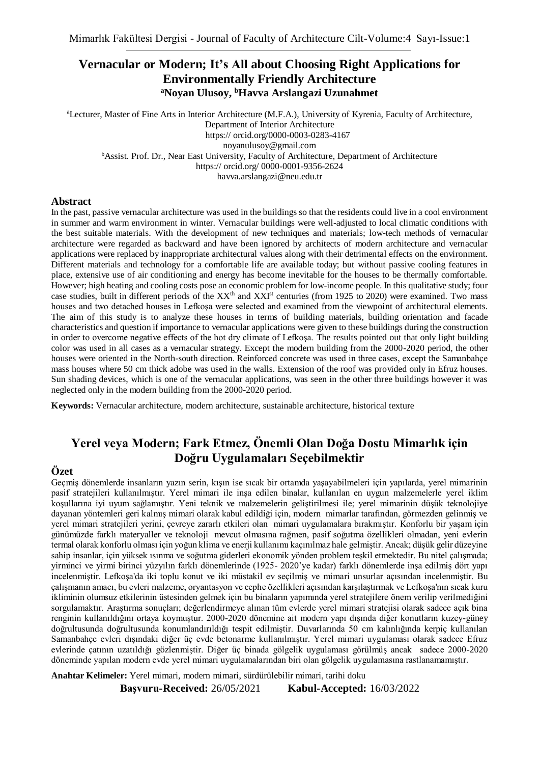# Vernacular or Modern; It's All about Choosing Right Applications for Environmentally Friendly Architecture

**[a]Noyan Ulusoy, [b]Havva Arslangazi Uzunahmet**

[a]Lecturer, Master of Fine Arts in Interior Architecture (M.F.A.), University of Kyrenia, Faculty of Architecture, Department of Interior Architecture
https:// orcid.org/0000-0003-0283-4167
noyanulusoy@gmail.com

[b]Assist. Prof. Dr., Near East University, Faculty of Architecture, Department of Architecture
https:// orcid.org/ 0000-0001-9356-2624
havva.arslangazi@neu.edu.tr

## Abstract

In the past, passive vernacular architecture was used in the buildings so that the residents could live in a cool environment in summer and warm environment in winter. Vernacular buildings were well-adjusted to local climatic conditions with the best suitable materials. With the development of new techniques and materials; low-tech methods of vernacular architecture were regarded as backward and have been ignored by architects of modern architecture and vernacular applications were replaced by inappropriate architectural values along with their detrimental effects on the environment. Different materials and technology for a comfortable life are available today; but without passive cooling features in place, extensive use of air conditioning and energy has become inevitable for the houses to be thermally comfortable. However; high heating and cooling costs pose an economic problem for low-income people. In this qualitative study; four case studies, built in different periods of the XX[th] and XXI[st] centuries (from 1925 to 2020) were examined. Two mass houses and two detached houses in Lefkoşa were selected and examined from the viewpoint of architectural elements. The aim of this study is to analyze these houses in terms of building materials, building orientation and facade characteristics and question if importance to vernacular applications were given to these buildings during the construction in order to overcome negative effects of the hot dry climate of Lefkoşa. The results pointed out that only light building color was used in all cases as a vernacular strategy. Except the modern building from the 2000-2020 period, the other houses were oriented in the North-south direction. Reinforced concrete was used in three cases, except the Samanbahçe mass houses where 50 cm thick adobe was used in the walls. Extension of the roof was provided only in Efruz houses. Sun shading devices, which is one of the vernacular applications, was seen in the other three buildings however it was neglected only in the modern building from the 2000-2020 period.

**Keywords:** Vernacular architecture, modern architecture, sustainable architecture, historical texture

# Yerel veya Modern; Fark Etmez, Önemli Olan Doğa Dostu Mimarlık için Doğru Uygulamaları Seçebilmektir

## Özet

Geçmiş dönemlerde insanların yazın serin, kışın ise sıcak bir ortamda yaşayabilmeleri için yapılarda, yerel mimarinin pasif stratejileri kullanılmıştır. Yerel mimari ile inşa edilen binalar, kullanılan en uygun malzemelerle yerel iklim koşullarına iyi uyum sağlamıştır. Yeni teknik ve malzemelerin geliştirilmesi ile; yerel mimarinin düşük teknolojiye dayanan yöntemleri geri kalmış mimari olarak kabul edildiği için, modern mimarlar tarafından, görmezden gelinmiş ve yerel mimari stratejileri yerini, çevreye zararlı etkileri olan mimari uygulamalara bırakmıştır. Konforlu bir yaşam için günümüzde farklı materyaller ve teknoloji mevcut olmasına rağmen, pasif soğutma özellikleri olmadan, yeni evlerin termal olarak konforlu olması için yoğun klima ve enerji kullanımı kaçınılmaz hale gelmiştir. Ancak; düşük gelir düzeyine sahip insanlar, için yüksek ısınma ve soğutma giderleri ekonomik yönden problem teşkil etmektedir. Bu nitel çalışmada; yirminci ve yirmi birinci yüzyılın farklı dönemlerinde (1925- 2020'ye kadar) farklı dönemlerde inşa edilmiş dört yapı incelenmiştir. Lefkoşa'da iki toplu konut ve iki müstakil ev seçilmiş ve mimari unsurlar açısından incelenmiştir. Bu çalışmanın amacı, bu evleri malzeme, oryantasyon ve cephe özellikleri açısından karşılaştırmak ve Lefkoşa'nın sıcak kuru ikliminin olumsuz etkilerinin üstesinden gelmek için bu binaların yapımında yerel stratejilere önem verilip verilmediğini sorgulamaktır. Araştırma sonuçları; değerlendirmeye alınan tüm evlerde yerel mimari stratejisi olarak sadece açık bina renginin kullanıldığını ortaya koymuştur. 2000-2020 dönemine ait modern yapı dışında diğer konutların kuzey-güney doğrultusunda doğrultusunda konumlandırıldığı tespit edilmiştir. Duvarlarında 50 cm kalınlığında kerpiç kullanılan Samanbahçe evleri dışındaki diğer üç evde betonarme kullanılmıştır. Yerel mimari uygulaması olarak sadece Efruz evlerinde çatının uzatıldığı gözlenmiştir. Diğer üç binada gölgelik uygulaması görülmüş ancak sadece 2000-2020 döneminde yapılan modern evde yerel mimari uygulamalarından biri olan gölgelik uygulamasına rastlanamamıştır.

**Anahtar Kelimeler:** Yerel mimari, modern mimari, sürdürülebilir mimari, tarihi doku

**Başvuru-Received:** 26/05/2021 **Kabul-Accepted:** 16/03/2022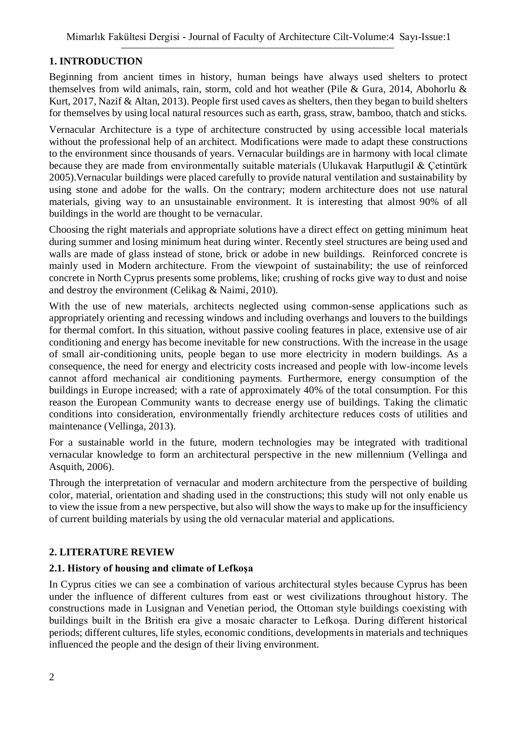## 1. INTRODUCTION

Beginning from ancient times in history, human beings have always used shelters to protect themselves from wild animals, rain, storm, cold and hot weather (Pile & Gura, 2014, Abohorlu & Kurt, 2017, Nazif & Altan, 2013). People first used caves as shelters, then they began to build shelters for themselves by using local natural resources such as earth, grass, straw, bamboo, thatch and sticks.

Vernacular Architecture is a type of architecture constructed by using accessible local materials without the professional help of an architect. Modifications were made to adapt these constructions to the environment since thousands of years. Vernacular buildings are in harmony with local climate because they are made from environmentally suitable materials (Ulukavak Harputlugil & Çetintürk 2005).Vernacular buildings were placed carefully to provide natural ventilation and sustainability by using stone and adobe for the walls. On the contrary; modern architecture does not use natural materials, giving way to an unsustainable environment. It is interesting that almost 90% of all buildings in the world are thought to be vernacular.

Choosing the right materials and appropriate solutions have a direct effect on getting minimum heat during summer and losing minimum heat during winter. Recently steel structures are being used and walls are made of glass instead of stone, brick or adobe in new buildings. Reinforced concrete is mainly used in Modern architecture. From the viewpoint of sustainability; the use of reinforced concrete in North Cyprus presents some problems, like; crushing of rocks give way to dust and noise and destroy the environment (Celikag & Naimi, 2010).

With the use of new materials, architects neglected using common-sense applications such as appropriately orienting and recessing windows and including overhangs and louvers to the buildings for thermal comfort. In this situation, without passive cooling features in place, extensive use of air conditioning and energy has become inevitable for new constructions. With the increase in the usage of small air-conditioning units, people began to use more electricity in modern buildings. As a consequence, the need for energy and electricity costs increased and people with low-income levels cannot afford mechanical air conditioning payments. Furthermore, energy consumption of the buildings in Europe increased; with a rate of approximately 40% of the total consumption. For this reason the European Community wants to decrease energy use of buildings. Taking the climatic conditions into consideration, environmentally friendly architecture reduces costs of utilities and maintenance (Vellinga, 2013).

For a sustainable world in the future, modern technologies may be integrated with traditional vernacular knowledge to form an architectural perspective in the new millennium (Vellinga and Asquith, 2006).

Through the interpretation of vernacular and modern architecture from the perspective of building color, material, orientation and shading used in the constructions; this study will not only enable us to view the issue from a new perspective, but also will show the ways to make up for the insufficiency of current building materials by using the old vernacular material and applications.

## 2. LITERATURE REVIEW

### 2.1. History of housing and climate of Lefkoşa

In Cyprus cities we can see a combination of various architectural styles because Cyprus has been under the influence of different cultures from east or west civilizations throughout history. The constructions made in Lusignan and Venetian period, the Ottoman style buildings coexisting with buildings built in the British era give a mosaic character to Lefkoşa. During different historical periods; different cultures, life styles, economic conditions, developments in materials and techniques influenced the people and the design of their living environment.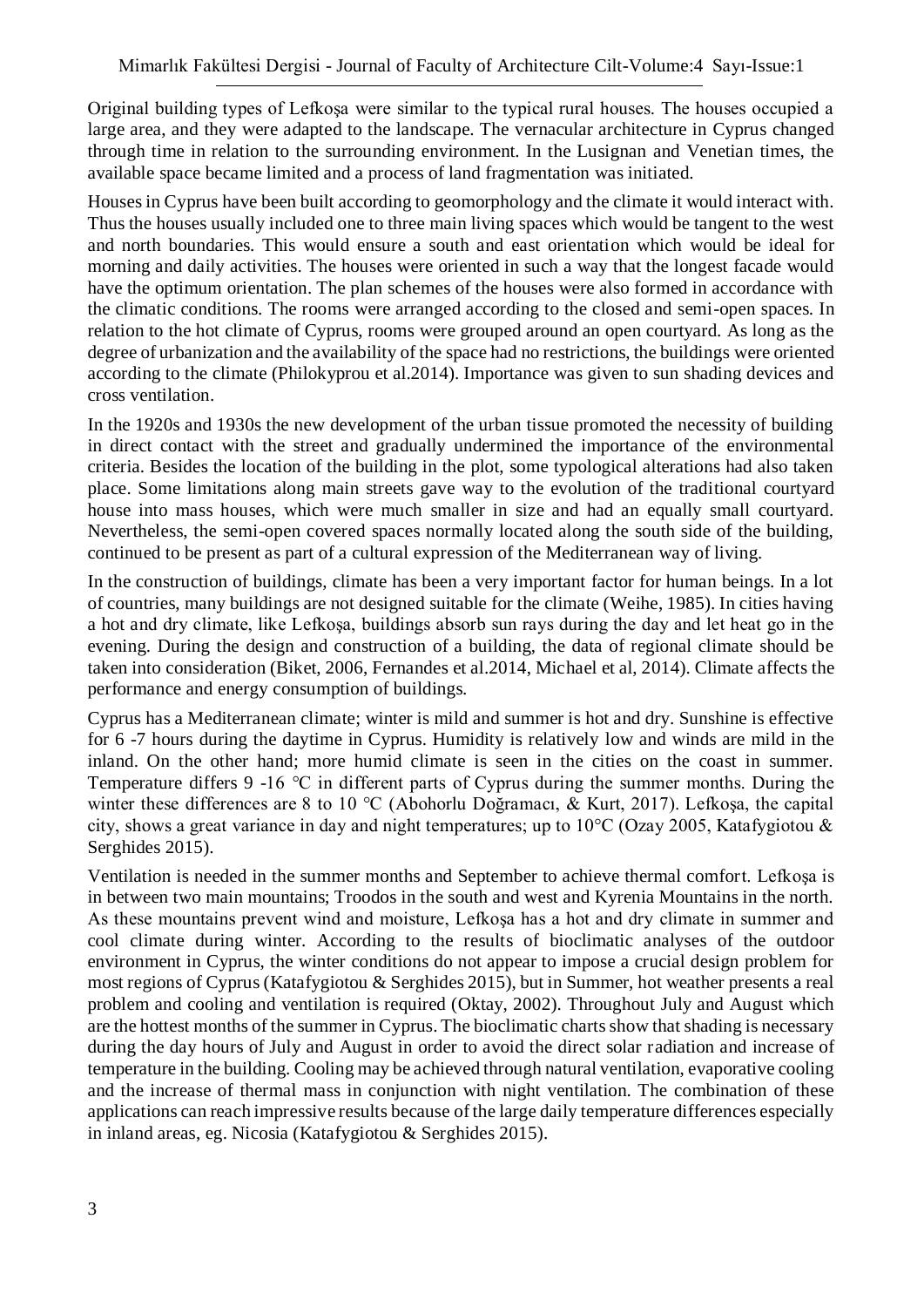Original building types of Lefkoşa were similar to the typical rural houses. The houses occupied a large area, and they were adapted to the landscape. The vernacular architecture in Cyprus changed through time in relation to the surrounding environment. In the Lusignan and Venetian times, the available space became limited and a process of land fragmentation was initiated.

Houses in Cyprus have been built according to geomorphology and the climate it would interact with. Thus the houses usually included one to three main living spaces which would be tangent to the west and north boundaries. This would ensure a south and east orientation which would be ideal for morning and daily activities. The houses were oriented in such a way that the longest facade would have the optimum orientation. The plan schemes of the houses were also formed in accordance with the climatic conditions. The rooms were arranged according to the closed and semi-open spaces. In relation to the hot climate of Cyprus, rooms were grouped around an open courtyard. As long as the degree of urbanization and the availability of the space had no restrictions, the buildings were oriented according to the climate (Philokyprou et al.2014). Importance was given to sun shading devices and cross ventilation.

In the 1920s and 1930s the new development of the urban tissue promoted the necessity of building in direct contact with the street and gradually undermined the importance of the environmental criteria. Besides the location of the building in the plot, some typological alterations had also taken place. Some limitations along main streets gave way to the evolution of the traditional courtyard house into mass houses, which were much smaller in size and had an equally small courtyard. Nevertheless, the semi-open covered spaces normally located along the south side of the building, continued to be present as part of a cultural expression of the Mediterranean way of living.

In the construction of buildings, climate has been a very important factor for human beings. In a lot of countries, many buildings are not designed suitable for the climate (Weihe, 1985). In cities having a hot and dry climate, like Lefkoşa, buildings absorb sun rays during the day and let heat go in the evening. During the design and construction of a building, the data of regional climate should be taken into consideration (Biket, 2006, Fernandes et al.2014, Michael et al, 2014). Climate affects the performance and energy consumption of buildings.

Cyprus has a Mediterranean climate; winter is mild and summer is hot and dry. Sunshine is effective for 6 -7 hours during the daytime in Cyprus. Humidity is relatively low and winds are mild in the inland. On the other hand; more humid climate is seen in the cities on the coast in summer. Temperature differs 9 -16 ℃ in different parts of Cyprus during the summer months. During the winter these differences are 8 to 10 ℃ (Abohorlu Doğramacı, & Kurt, 2017). Lefkoşa, the capital city, shows a great variance in day and night temperatures; up to 10°C (Ozay 2005, Katafygiotou & Serghides 2015).

Ventilation is needed in the summer months and September to achieve thermal comfort. Lefkoşa is in between two main mountains; Troodos in the south and west and Kyrenia Mountains in the north. As these mountains prevent wind and moisture, Lefkoşa has a hot and dry climate in summer and cool climate during winter. According to the results of bioclimatic analyses of the outdoor environment in Cyprus, the winter conditions do not appear to impose a crucial design problem for most regions of Cyprus (Katafygiotou & Serghides 2015), but in Summer, hot weather presents a real problem and cooling and ventilation is required (Oktay, 2002). Throughout July and August which are the hottest months of the summer in Cyprus. The bioclimatic charts show that shading is necessary during the day hours of July and August in order to avoid the direct solar radiation and increase of temperature in the building. Cooling may be achieved through natural ventilation, evaporative cooling and the increase of thermal mass in conjunction with night ventilation. The combination of these applications can reach impressive results because of the large daily temperature differences especially in inland areas, eg. Nicosia (Katafygiotou & Serghides 2015).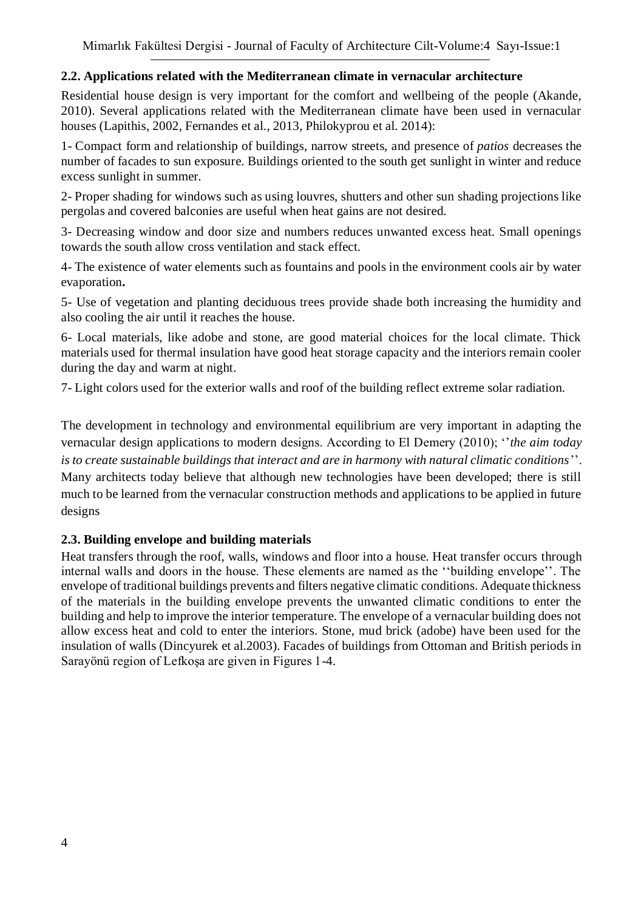## 2.2. Applications related with the Mediterranean climate in vernacular architecture

Residential house design is very important for the comfort and wellbeing of the people (Akande, 2010). Several applications related with the Mediterranean climate have been used in vernacular houses (Lapithis, 2002, Fernandes et al., 2013, Philokyprou et al. 2014):

1- Compact form and relationship of buildings, narrow streets, and presence of *patios* decreases the number of facades to sun exposure. Buildings oriented to the south get sunlight in winter and reduce excess sunlight in summer.

2- Proper shading for windows such as using louvres, shutters and other sun shading projections like pergolas and covered balconies are useful when heat gains are not desired.

3- Decreasing window and door size and numbers reduces unwanted excess heat. Small openings towards the south allow cross ventilation and stack effect.

4- The existence of water elements such as fountains and pools in the environment cools air by water evaporation**.**

5- Use of vegetation and planting deciduous trees provide shade both increasing the humidity and also cooling the air until it reaches the house.

6- Local materials, like adobe and stone, are good material choices for the local climate. Thick materials used for thermal insulation have good heat storage capacity and the interiors remain cooler during the day and warm at night.

7- Light colors used for the exterior walls and roof of the building reflect extreme solar radiation.

The development in technology and environmental equilibrium are very important in adapting the vernacular design applications to modern designs. According to El Demery (2010); ''*the aim today is to create sustainable buildings that interact and are in harmony with natural climatic conditions*''. Many architects today believe that although new technologies have been developed; there is still much to be learned from the vernacular construction methods and applications to be applied in future designs

## 2.3. Building envelope and building materials

Heat transfers through the roof, walls, windows and floor into a house. Heat transfer occurs through internal walls and doors in the house. These elements are named as the ''building envelope''. The envelope of traditional buildings prevents and filters negative climatic conditions. Adequate thickness of the materials in the building envelope prevents the unwanted climatic conditions to enter the building and help to improve the interior temperature. The envelope of a vernacular building does not allow excess heat and cold to enter the interiors. Stone, mud brick (adobe) have been used for the insulation of walls (Dincyurek et al.2003). Facades of buildings from Ottoman and British periods in Sarayönü region of Lefkoşa are given in Figures 1-4.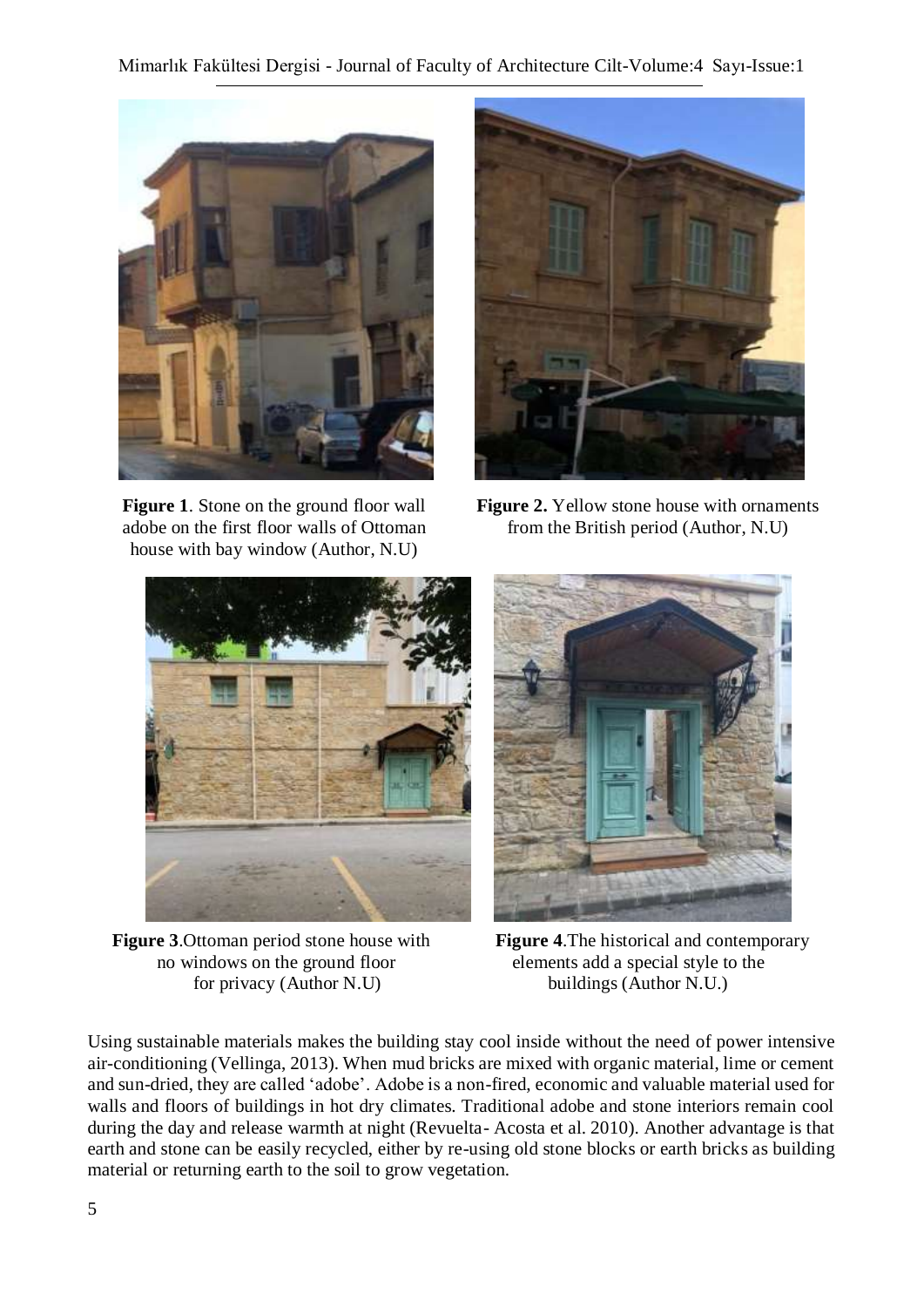**Figure 1**. Stone on the ground floor wall adobe on the first floor walls of Ottoman house with bay window (Author, N.U)

**Figure 2.** Yellow stone house with ornaments from the British period (Author, N.U)

**Figure 3**.Ottoman period stone house with no windows on the ground floor for privacy (Author N.U)

**Figure 4**.The historical and contemporary elements add a special style to the buildings (Author N.U.)

Using sustainable materials makes the building stay cool inside without the need of power intensive air-conditioning (Vellinga, 2013). When mud bricks are mixed with organic material, lime or cement and sun-dried, they are called 'adobe'. Adobe is a non-fired, economic and valuable material used for walls and floors of buildings in hot dry climates. Traditional adobe and stone interiors remain cool during the day and release warmth at night (Revuelta- Acosta et al. 2010). Another advantage is that earth and stone can be easily recycled, either by re-using old stone blocks or earth bricks as building material or returning earth to the soil to grow vegetation.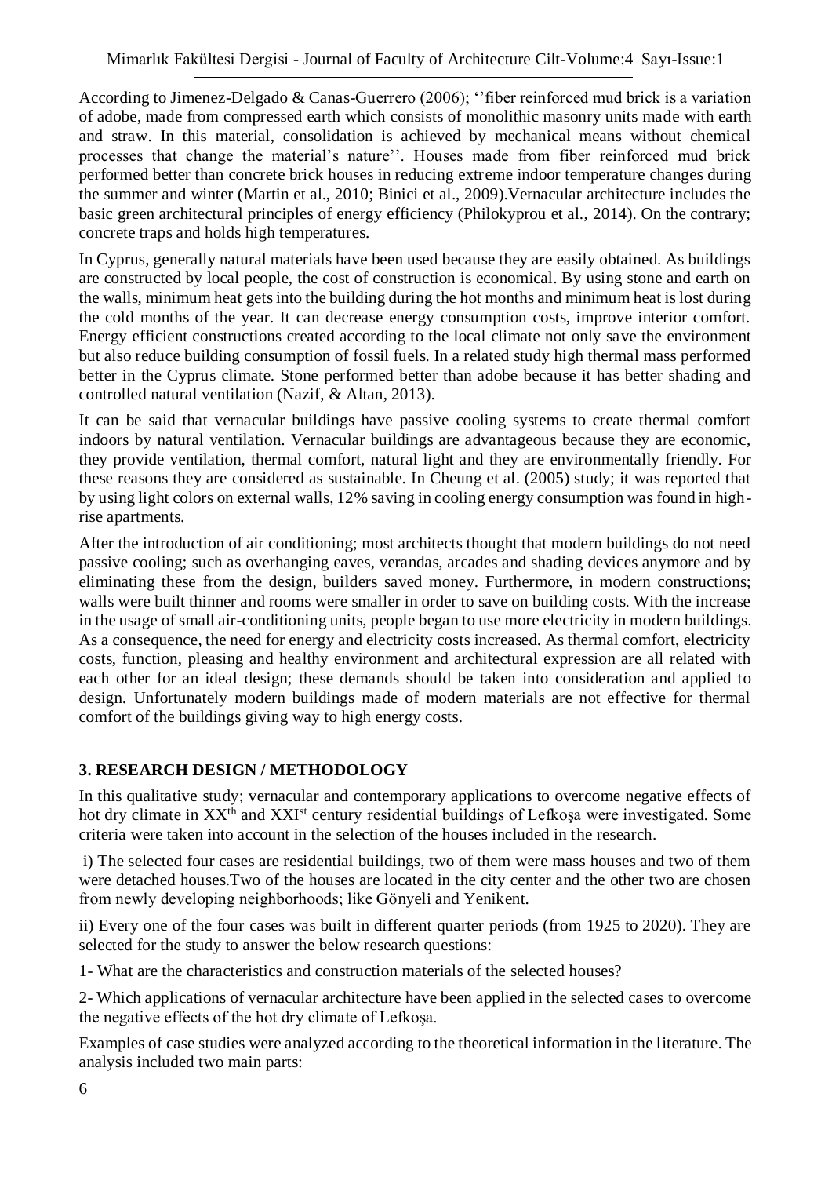According to Jimenez-Delgado & Canas-Guerrero (2006); ''fiber reinforced mud brick is a variation of adobe, made from compressed earth which consists of monolithic masonry units made with earth and straw. In this material, consolidation is achieved by mechanical means without chemical processes that change the material's nature''. Houses made from fiber reinforced mud brick performed better than concrete brick houses in reducing extreme indoor temperature changes during the summer and winter (Martin et al., 2010; Binici et al., 2009).Vernacular architecture includes the basic green architectural principles of energy efficiency (Philokyprou et al., 2014). On the contrary; concrete traps and holds high temperatures.

In Cyprus, generally natural materials have been used because they are easily obtained. As buildings are constructed by local people, the cost of construction is economical. By using stone and earth on the walls, minimum heat gets into the building during the hot months and minimum heat is lost during the cold months of the year. It can decrease energy consumption costs, improve interior comfort. Energy efficient constructions created according to the local climate not only save the environment but also reduce building consumption of fossil fuels. In a related study high thermal mass performed better in the Cyprus climate. Stone performed better than adobe because it has better shading and controlled natural ventilation (Nazif, & Altan, 2013).

It can be said that vernacular buildings have passive cooling systems to create thermal comfort indoors by natural ventilation. Vernacular buildings are advantageous because they are economic, they provide ventilation, thermal comfort, natural light and they are environmentally friendly. For these reasons they are considered as sustainable. In Cheung et al. (2005) study; it was reported that by using light colors on external walls, 12% saving in cooling energy consumption was found in high-rise apartments.

After the introduction of air conditioning; most architects thought that modern buildings do not need passive cooling; such as overhanging eaves, verandas, arcades and shading devices anymore and by eliminating these from the design, builders saved money. Furthermore, in modern constructions; walls were built thinner and rooms were smaller in order to save on building costs. With the increase in the usage of small air-conditioning units, people began to use more electricity in modern buildings. As a consequence, the need for energy and electricity costs increased. As thermal comfort, electricity costs, function, pleasing and healthy environment and architectural expression are all related with each other for an ideal design; these demands should be taken into consideration and applied to design. Unfortunately modern buildings made of modern materials are not effective for thermal comfort of the buildings giving way to high energy costs.

## 3. RESEARCH DESIGN / METHODOLOGY

In this qualitative study; vernacular and contemporary applications to overcome negative effects of hot dry climate in XX$^{th}$ and XXI$^{st}$ century residential buildings of Lefkoşa were investigated. Some criteria were taken into account in the selection of the houses included in the research.

i) The selected four cases are residential buildings, two of them were mass houses and two of them were detached houses.Two of the houses are located in the city center and the other two are chosen from newly developing neighborhoods; like Gönyeli and Yenikent.

ii) Every one of the four cases was built in different quarter periods (from 1925 to 2020). They are selected for the study to answer the below research questions:

1- What are the characteristics and construction materials of the selected houses?

2- Which applications of vernacular architecture have been applied in the selected cases to overcome the negative effects of the hot dry climate of Lefkoşa.

Examples of case studies were analyzed according to the theoretical information in the literature. The analysis included two main parts: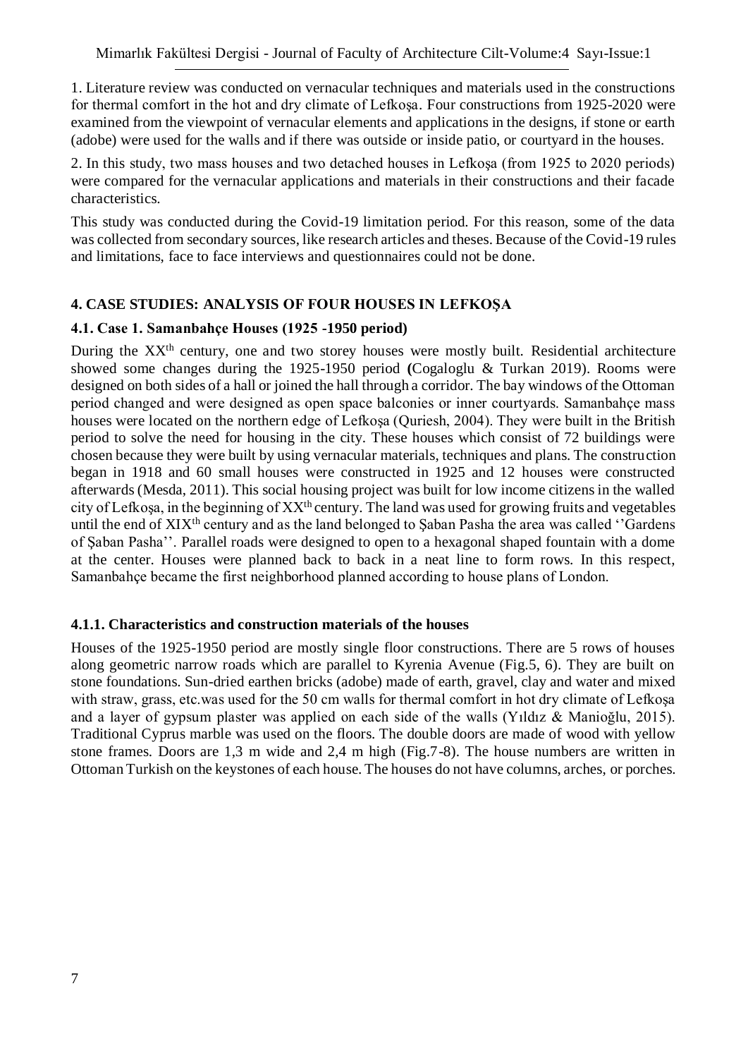1. Literature review was conducted on vernacular techniques and materials used in the constructions for thermal comfort in the hot and dry climate of Lefkoşa. Four constructions from 1925-2020 were examined from the viewpoint of vernacular elements and applications in the designs, if stone or earth (adobe) were used for the walls and if there was outside or inside patio, or courtyard in the houses.

2. In this study, two mass houses and two detached houses in Lefkoşa (from 1925 to 2020 periods) were compared for the vernacular applications and materials in their constructions and their facade characteristics.

This study was conducted during the Covid-19 limitation period. For this reason, some of the data was collected from secondary sources, like research articles and theses. Because of the Covid-19 rules and limitations, face to face interviews and questionnaires could not be done.

## 4. CASE STUDIES: ANALYSIS OF FOUR HOUSES IN LEFKOŞA

### 4.1. Case 1. Samanbahçe Houses (1925 -1950 period)

During the XX[th] century, one and two storey houses were mostly built. Residential architecture showed some changes during the 1925-1950 period **(**Cogaloglu & Turkan 2019). Rooms were designed on both sides of a hall or joined the hall through a corridor. The bay windows of the Ottoman period changed and were designed as open space balconies or inner courtyards. Samanbahçe mass houses were located on the northern edge of Lefkoşa (Quriesh, 2004). They were built in the British period to solve the need for housing in the city. These houses which consist of 72 buildings were chosen because they were built by using vernacular materials, techniques and plans. The construction began in 1918 and 60 small houses were constructed in 1925 and 12 houses were constructed afterwards (Mesda, 2011). This social housing project was built for low income citizens in the walled city of Lefkoşa, in the beginning of XX[th] century. The land was used for growing fruits and vegetables until the end of XIX[th] century and as the land belonged to Şaban Pasha the area was called ''Gardens of Şaban Pasha''. Parallel roads were designed to open to a hexagonal shaped fountain with a dome at the center. Houses were planned back to back in a neat line to form rows. In this respect, Samanbahçe became the first neighborhood planned according to house plans of London.

#### 4.1.1. Characteristics and construction materials of the houses

Houses of the 1925-1950 period are mostly single floor constructions. There are 5 rows of houses along geometric narrow roads which are parallel to Kyrenia Avenue (Fig.5, 6). They are built on stone foundations. Sun-dried earthen bricks (adobe) made of earth, gravel, clay and water and mixed with straw, grass, etc.was used for the 50 cm walls for thermal comfort in hot dry climate of Lefkoşa and a layer of gypsum plaster was applied on each side of the walls (Yıldız & Manioğlu, 2015). Traditional Cyprus marble was used on the floors. The double doors are made of wood with yellow stone frames. Doors are 1,3 m wide and 2,4 m high (Fig.7-8). The house numbers are written in Ottoman Turkish on the keystones of each house. The houses do not have columns, arches, or porches.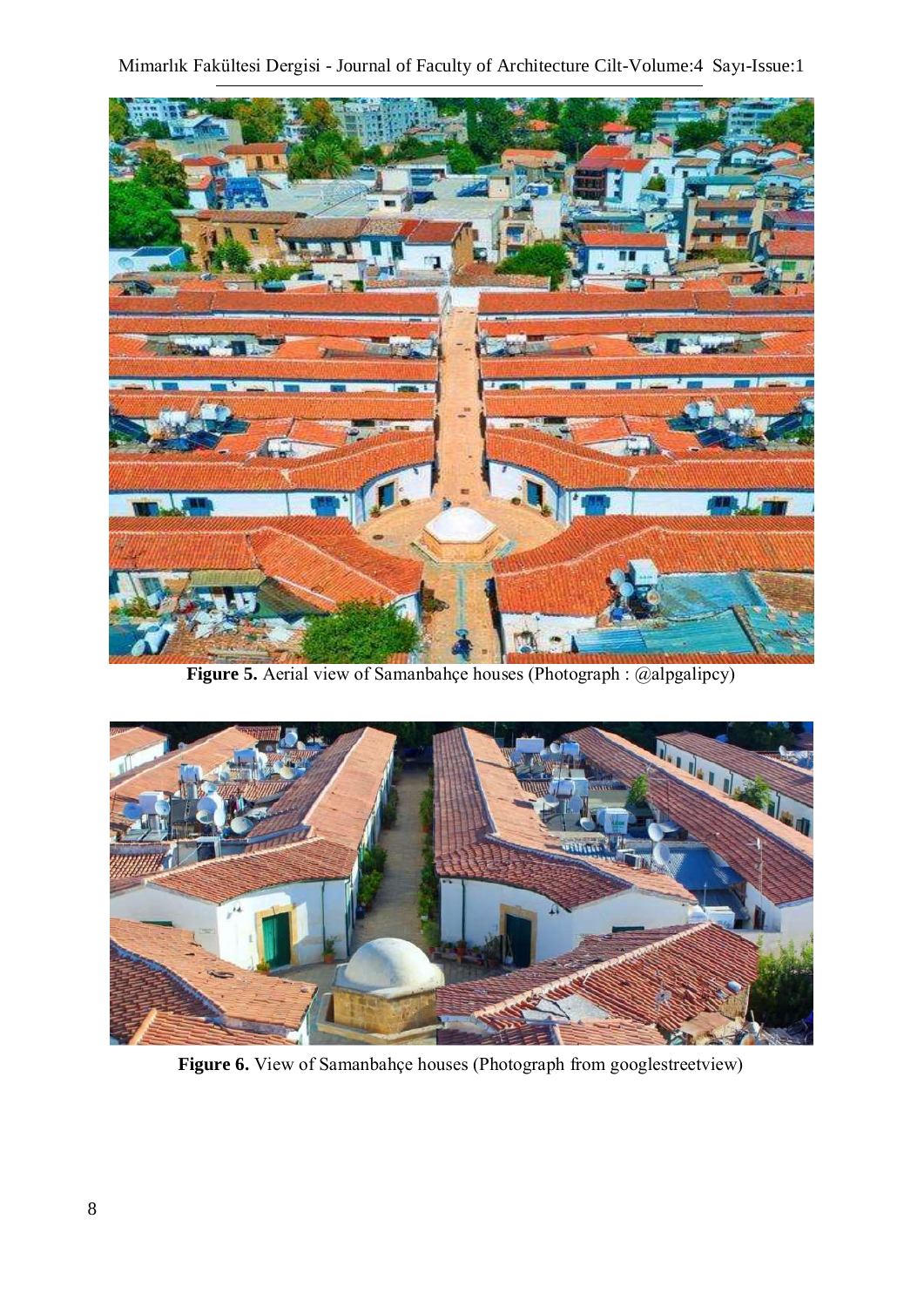**Figure 5.** Aerial view of Samanbahçe houses (Photograph : @alpgalipcy)

**Figure 6.** View of Samanbahçe houses (Photograph from googlestreetview)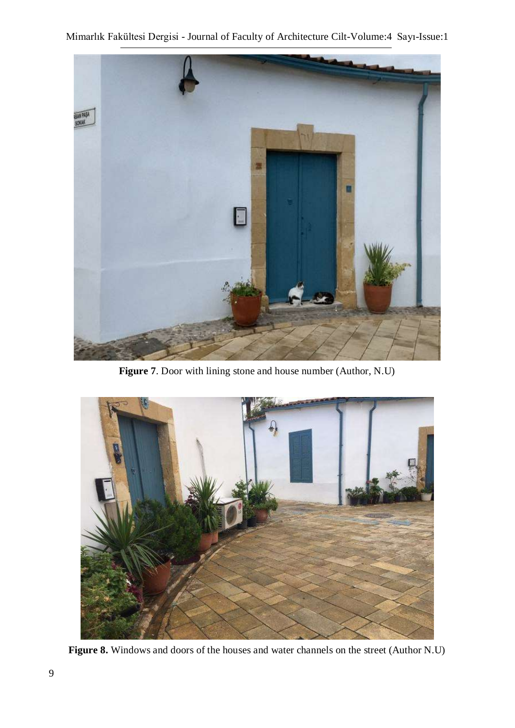**Figure 7**. Door with lining stone and house number (Author, N.U)

**Figure 8.** Windows and doors of the houses and water channels on the street (Author N.U)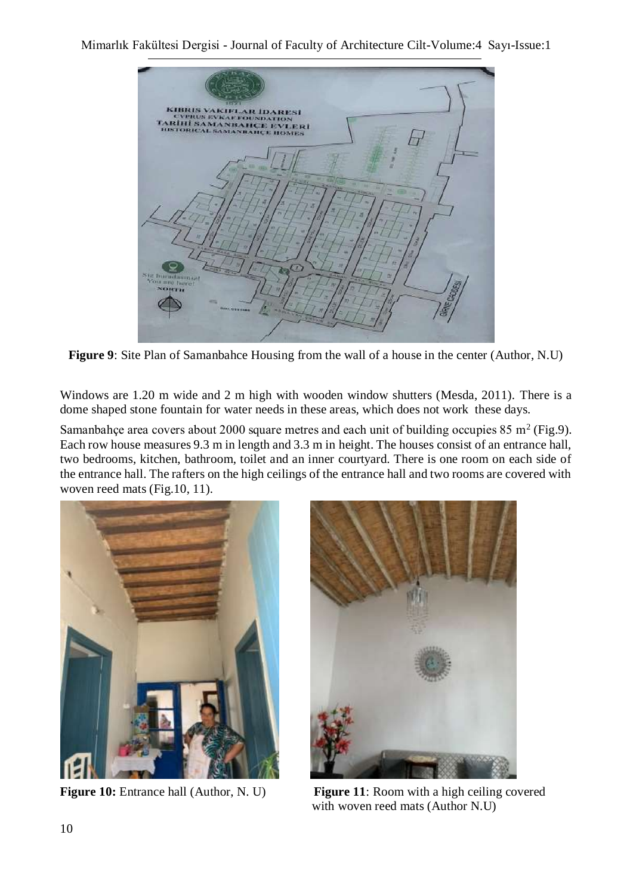**Figure 9**: Site Plan of Samanbahce Housing from the wall of a house in the center (Author, N.U)

Windows are 1.20 m wide and 2 m high with wooden window shutters (Mesda, 2011). There is a dome shaped stone fountain for water needs in these areas, which does not work these days.

Samanbahçe area covers about 2000 square metres and each unit of building occupies 85 $m^2$ (Fig.9). Each row house measures 9.3 m in length and 3.3 m in height. The houses consist of an entrance hall, two bedrooms, kitchen, bathroom, toilet and an inner courtyard. There is one room on each side of the entrance hall. The rafters on the high ceilings of the entrance hall and two rooms are covered with woven reed mats (Fig.10, 11).

**Figure 10:** Entrance hall (Author, N. U)

**Figure 11**: Room with a high ceiling covered with woven reed mats (Author N.U)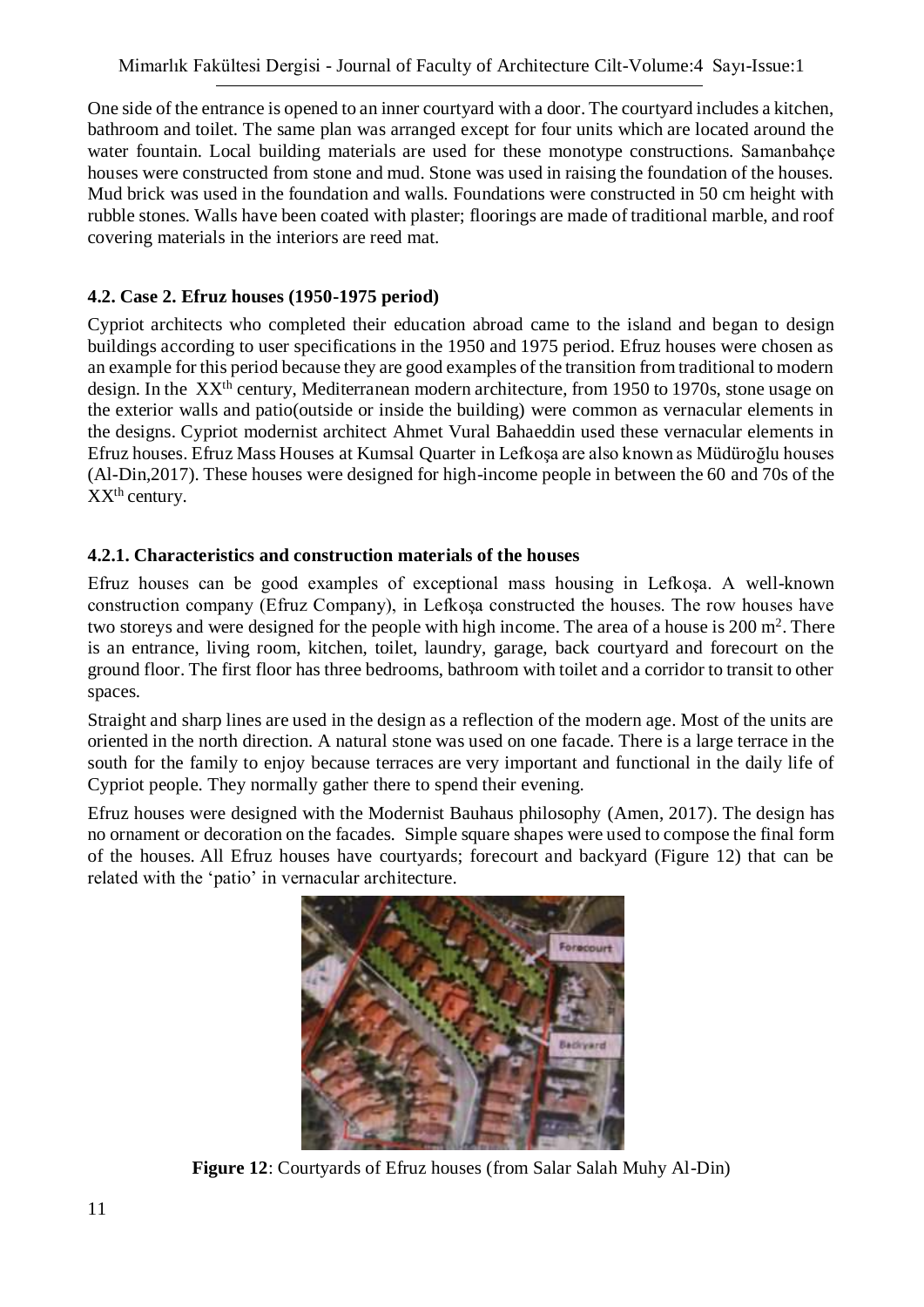One side of the entrance is opened to an inner courtyard with a door. The courtyard includes a kitchen, bathroom and toilet. The same plan was arranged except for four units which are located around the water fountain. Local building materials are used for these monotype constructions. Samanbahçe houses were constructed from stone and mud. Stone was used in raising the foundation of the houses. Mud brick was used in the foundation and walls. Foundations were constructed in 50 cm height with rubble stones. Walls have been coated with plaster; floorings are made of traditional marble, and roof covering materials in the interiors are reed mat.

### 4.2. Case 2. Efruz houses (1950-1975 period)

Cypriot architects who completed their education abroad came to the island and began to design buildings according to user specifications in the 1950 and 1975 period. Efruz houses were chosen as an example for this period because they are good examples of the transition from traditional to modern design. In the XX$^{th}$ century, Mediterranean modern architecture, from 1950 to 1970s, stone usage on the exterior walls and patio(outside or inside the building) were common as vernacular elements in the designs. Cypriot modernist architect Ahmet Vural Bahaeddin used these vernacular elements in Efruz houses. Efruz Mass Houses at Kumsal Quarter in Lefkoşa are also known as Müdüroğlu houses (Al-Din,2017). These houses were designed for high-income people in between the 60 and 70s of the XX$^{th}$ century.

#### 4.2.1. Characteristics and construction materials of the houses

Efruz houses can be good examples of exceptional mass housing in Lefkoşa. A well-known construction company (Efruz Company), in Lefkoşa constructed the houses. The row houses have two storeys and were designed for the people with high income. The area of a house is 200 m$^2$. There is an entrance, living room, kitchen, toilet, laundry, garage, back courtyard and forecourt on the ground floor. The first floor has three bedrooms, bathroom with toilet and a corridor to transit to other spaces.

Straight and sharp lines are used in the design as a reflection of the modern age. Most of the units are oriented in the north direction. A natural stone was used on one facade. There is a large terrace in the south for the family to enjoy because terraces are very important and functional in the daily life of Cypriot people. They normally gather there to spend their evening.

Efruz houses were designed with the Modernist Bauhaus philosophy (Amen, 2017). The design has no ornament or decoration on the facades. Simple square shapes were used to compose the final form of the houses. All Efruz houses have courtyards; forecourt and backyard (Figure 12) that can be related with the 'patio' in vernacular architecture.

**Figure 12**: Courtyards of Efruz houses (from Salar Salah Muhy Al-Din)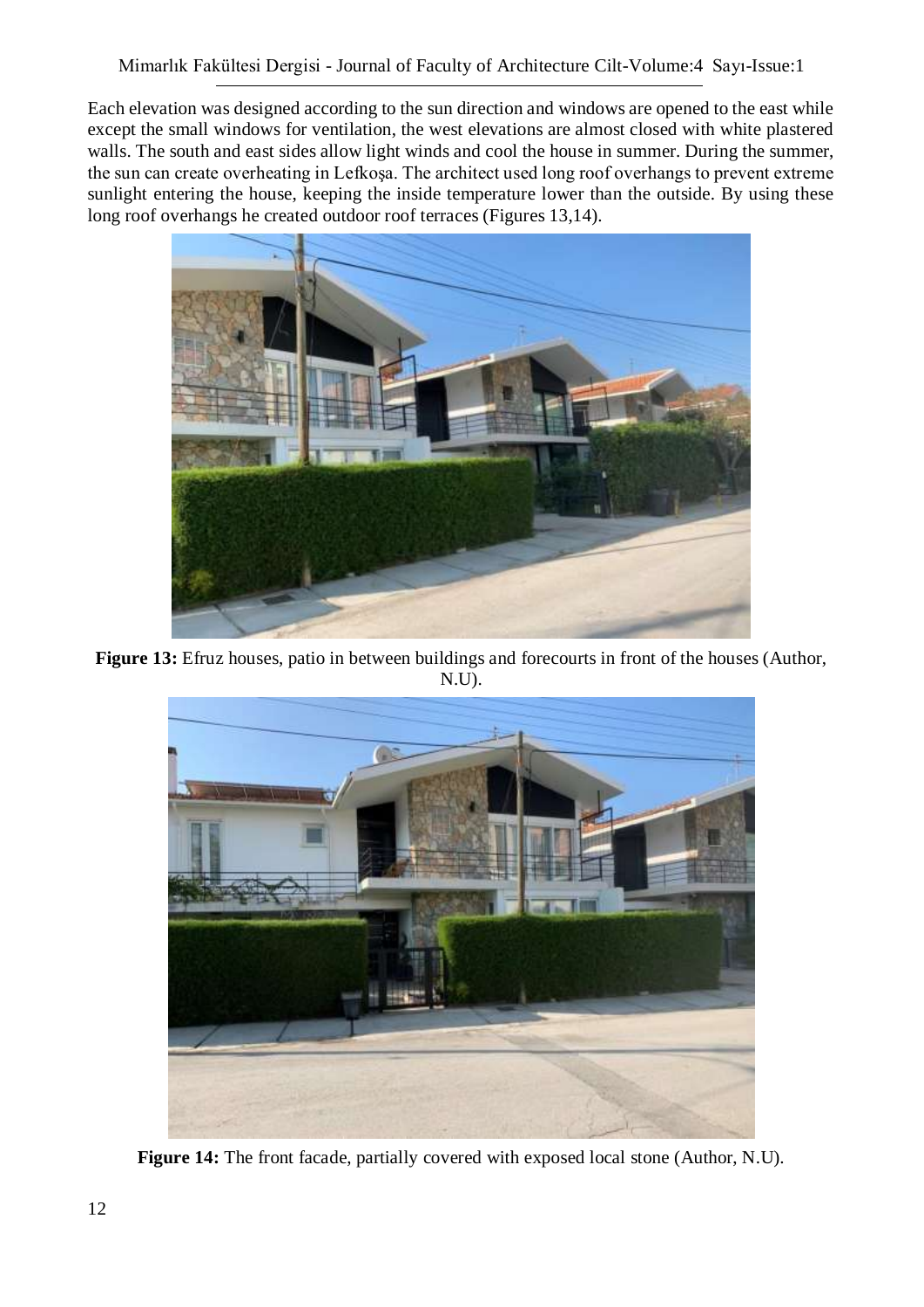Each elevation was designed according to the sun direction and windows are opened to the east while except the small windows for ventilation, the west elevations are almost closed with white plastered walls. The south and east sides allow light winds and cool the house in summer. During the summer, the sun can create overheating in Lefkoşa. The architect used long roof overhangs to prevent extreme sunlight entering the house, keeping the inside temperature lower than the outside. By using these long roof overhangs he created outdoor roof terraces (Figures 13,14).

**Figure 13:** Efruz houses, patio in between buildings and forecourts in front of the houses (Author, N.U).

**Figure 14:** The front facade, partially covered with exposed local stone (Author, N.U).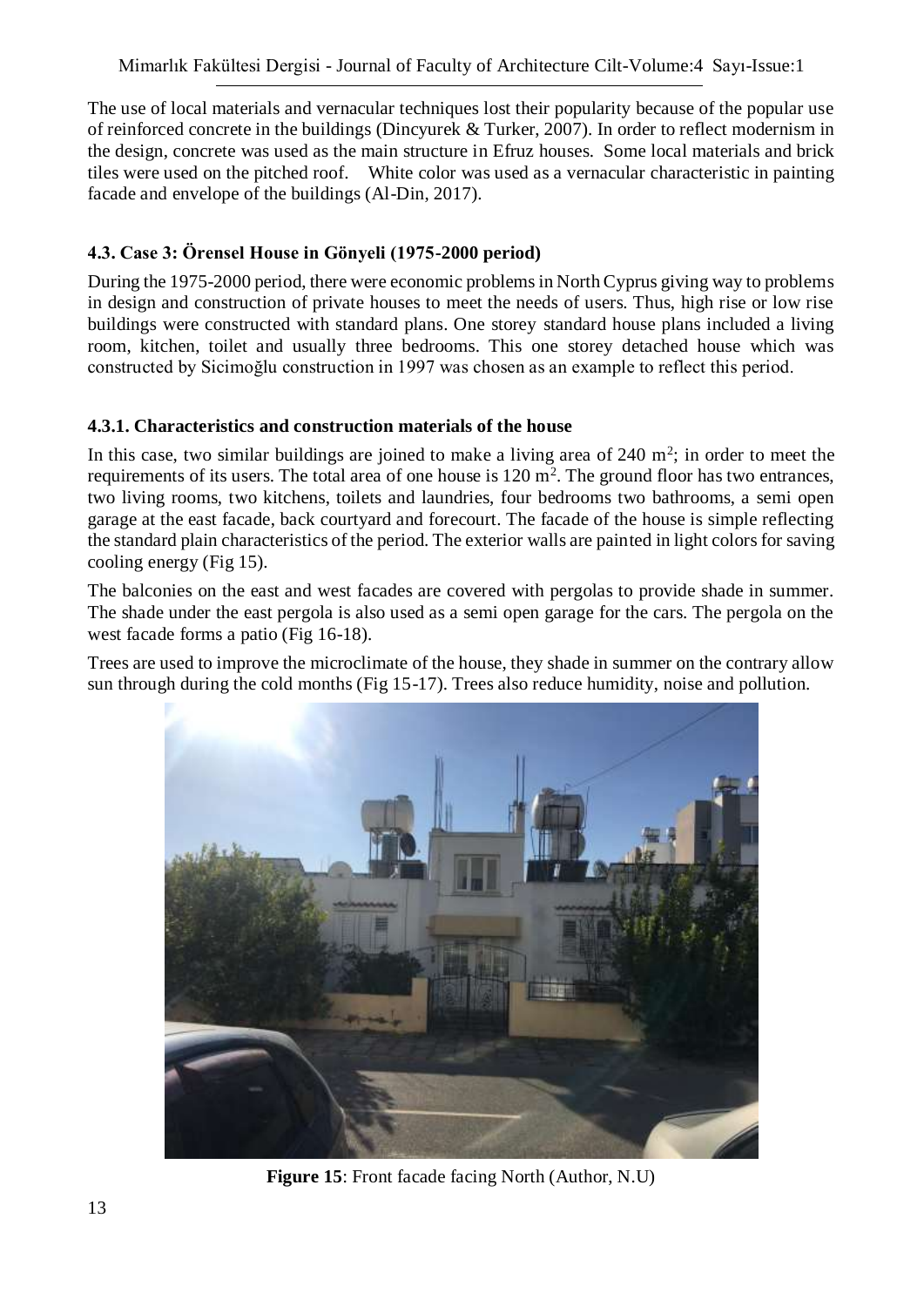The use of local materials and vernacular techniques lost their popularity because of the popular use of reinforced concrete in the buildings (Dincyurek & Turker, 2007). In order to reflect modernism in the design, concrete was used as the main structure in Efruz houses. Some local materials and brick tiles were used on the pitched roof. White color was used as a vernacular characteristic in painting facade and envelope of the buildings (Al-Din, 2017).

### 4.3. Case 3: Örensel House in Gönyeli (1975-2000 period)

During the 1975-2000 period, there were economic problems in North Cyprus giving way to problems in design and construction of private houses to meet the needs of users. Thus, high rise or low rise buildings were constructed with standard plans. One storey standard house plans included a living room, kitchen, toilet and usually three bedrooms. This one storey detached house which was constructed by Sicimoğlu construction in 1997 was chosen as an example to reflect this period.

#### 4.3.1. Characteristics and construction materials of the house

In this case, two similar buildings are joined to make a living area of 240 $m^2$; in order to meet the requirements of its users. The total area of one house is 120 $m^2$. The ground floor has two entrances, two living rooms, two kitchens, toilets and laundries, four bedrooms two bathrooms, a semi open garage at the east facade, back courtyard and forecourt. The facade of the house is simple reflecting the standard plain characteristics of the period. The exterior walls are painted in light colors for saving cooling energy (Fig 15).

The balconies on the east and west facades are covered with pergolas to provide shade in summer. The shade under the east pergola is also used as a semi open garage for the cars. The pergola on the west facade forms a patio (Fig 16-18).

Trees are used to improve the microclimate of the house, they shade in summer on the contrary allow sun through during the cold months (Fig 15-17). Trees also reduce humidity, noise and pollution.

**Figure 15**: Front facade facing North (Author, N.U)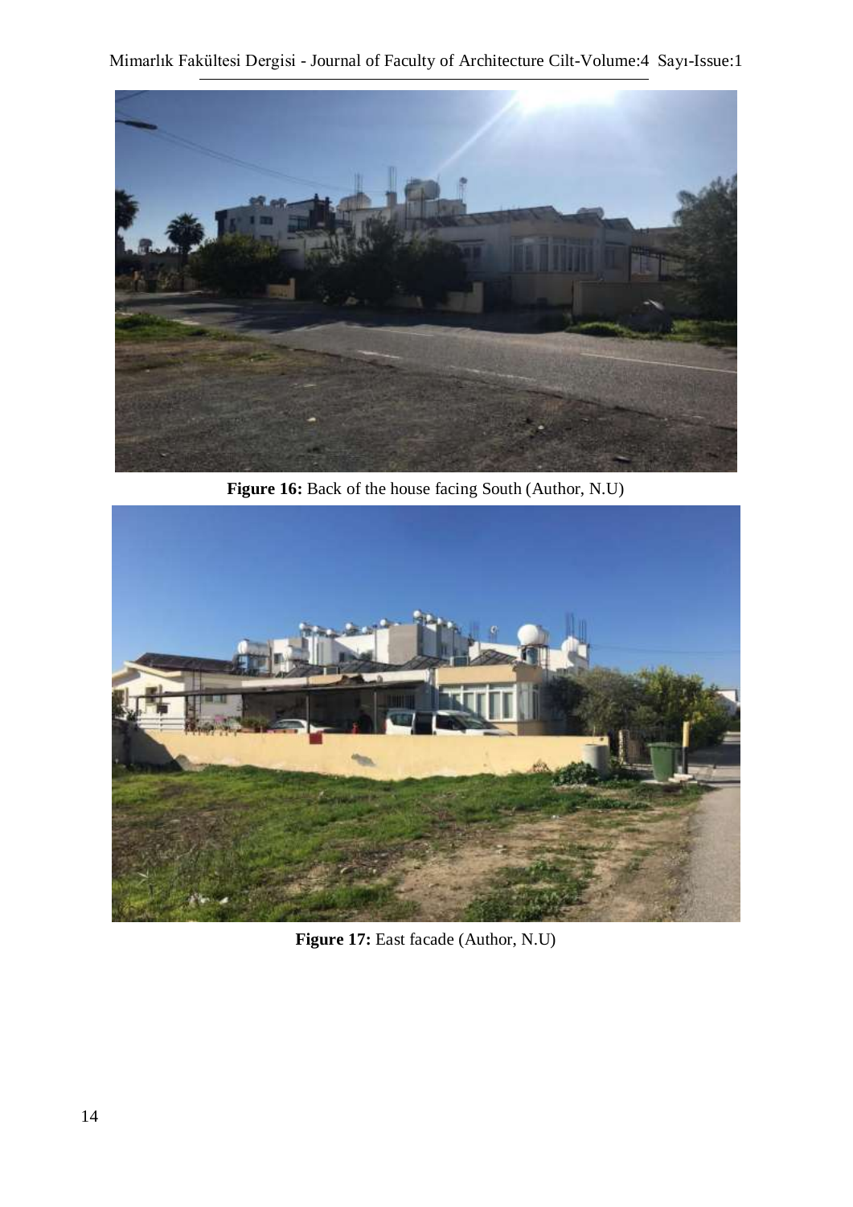**Figure 16:** Back of the house facing South (Author, N.U)

**Figure 17:** East facade (Author, N.U)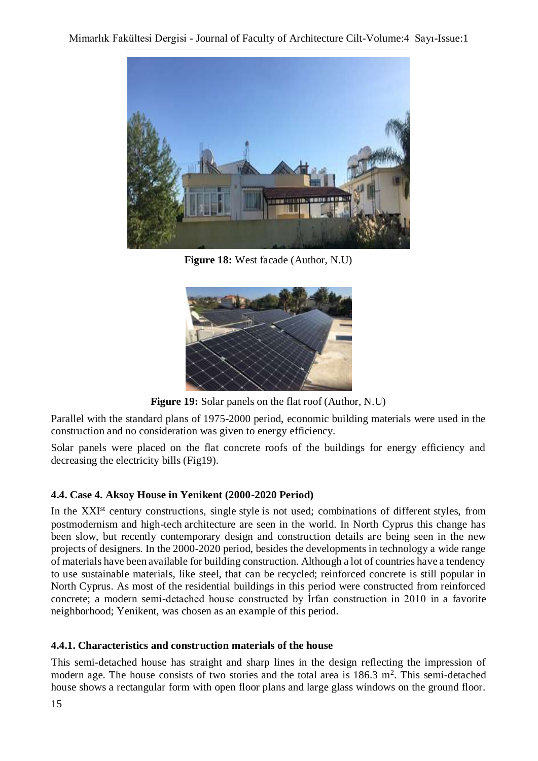**Figure 18:** West facade (Author, N.U)

**Figure 19:** Solar panels on the flat roof (Author, N.U)

Parallel with the standard plans of 1975-2000 period, economic building materials were used in the construction and no consideration was given to energy efficiency.

Solar panels were placed on the flat concrete roofs of the buildings for energy efficiency and decreasing the electricity bills (Fig19).

### 4.4. Case 4. Aksoy House in Yenikent (2000-2020 Period)

In the XXI[st] century constructions, single style is not used; combinations of different styles, from postmodernism and high-tech architecture are seen in the world. In North Cyprus this change has been slow, but recently contemporary design and construction details are being seen in the new projects of designers. In the 2000-2020 period, besides the developments in technology a wide range of materials have been available for building construction. Although a lot of countries have a tendency to use sustainable materials, like steel, that can be recycled; reinforced concrete is still popular in North Cyprus. As most of the residential buildings in this period were constructed from reinforced concrete; a modern semi-detached house constructed by İrfan construction in 2010 in a favorite neighborhood; Yenikent, was chosen as an example of this period.

#### 4.4.1. Characteristics and construction materials of the house

This semi-detached house has straight and sharp lines in the design reflecting the impression of modern age. The house consists of two stories and the total area is 186.3 m$^2$. This semi-detached house shows a rectangular form with open floor plans and large glass windows on the ground floor.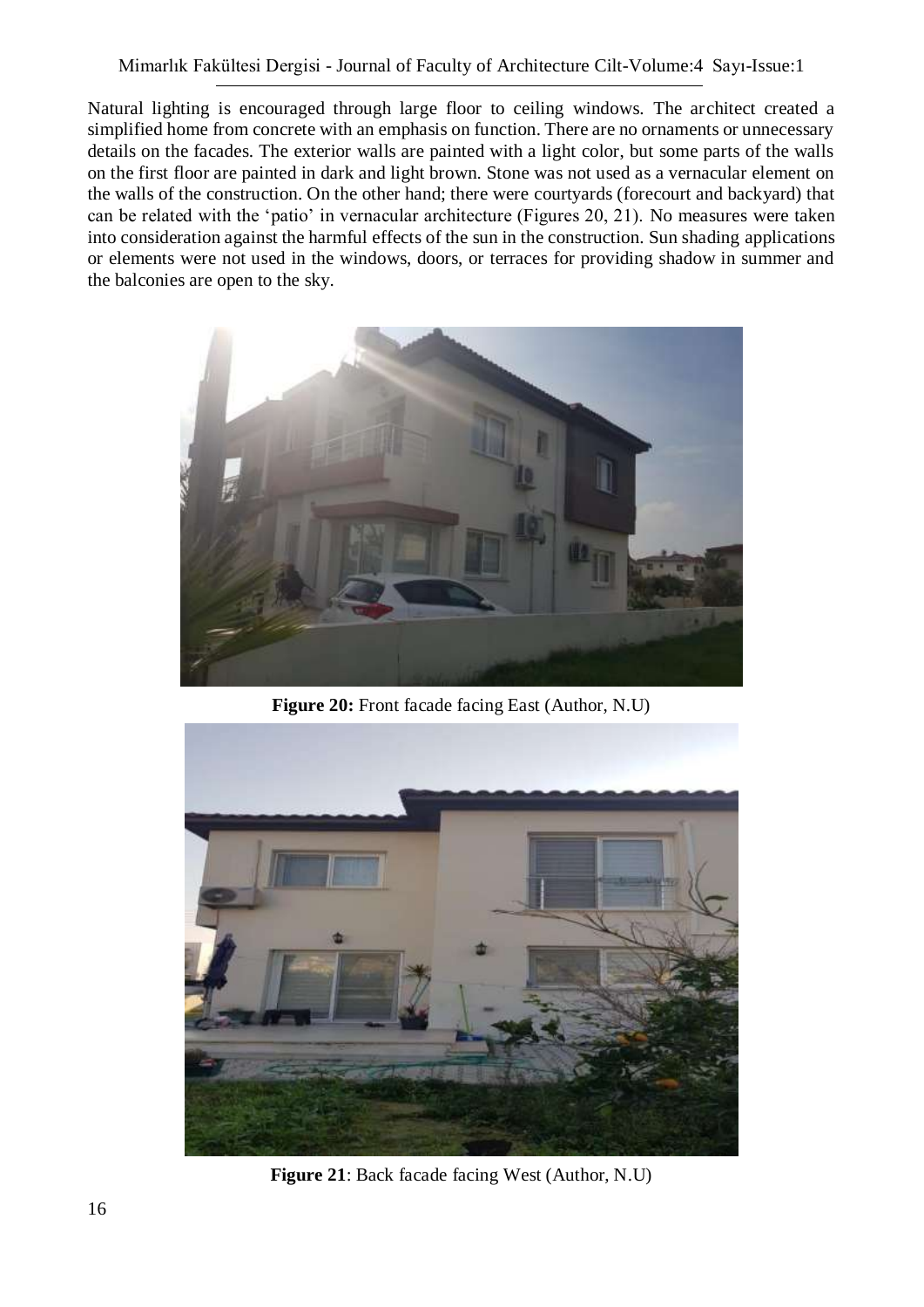Natural lighting is encouraged through large floor to ceiling windows. The architect created a simplified home from concrete with an emphasis on function. There are no ornaments or unnecessary details on the facades. The exterior walls are painted with a light color, but some parts of the walls on the first floor are painted in dark and light brown. Stone was not used as a vernacular element on the walls of the construction. On the other hand; there were courtyards (forecourt and backyard) that can be related with the 'patio' in vernacular architecture (Figures 20, 21). No measures were taken into consideration against the harmful effects of the sun in the construction. Sun shading applications or elements were not used in the windows, doors, or terraces for providing shadow in summer and the balconies are open to the sky.

**Figure 20:** Front facade facing East (Author, N.U)

**Figure 21**: Back facade facing West (Author, N.U)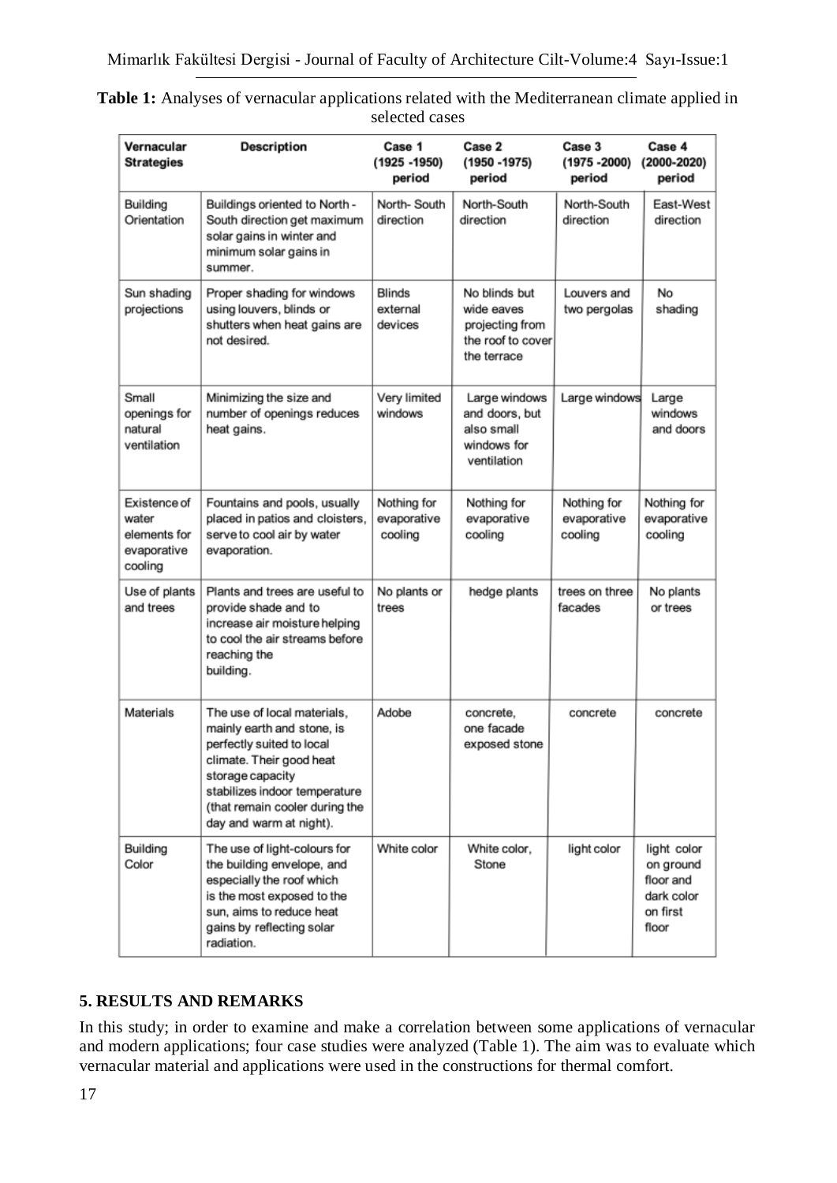**Table 1:** Analyses of vernacular applications related with the Mediterranean climate applied in selected cases

| Vernacular Strategies | Description | Case 1 (1925 -1950) period | Case 2 (1950 -1975) period | Case 3 (1975 -2000) period | Case 4 (2000-2020) period |
|---|---|---|---|---|---|
| Building Orientation | Buildings oriented to North - South direction get maximum solar gains in winter and minimum solar gains in summer. | North- South direction | North-South direction | North-South direction | East-West direction |
| Sun shading projections | Proper shading for windows using louvers, blinds or shutters when heat gains are not desired. | Blinds external devices | No blinds but wide eaves projecting from the roof to cover the terrace | Louvers and two pergolas | No shading |
| Small openings for natural ventilation | Minimizing the size and number of openings reduces heat gains. | Very limited windows | Large windows and doors, but also small windows for ventilation | Large windows | Large windows and doors |
| Existence of water elements for evaporative cooling | Fountains and pools, usually placed in patios and cloisters, serve to cool air by water evaporation. | Nothing for evaporative cooling | Nothing for evaporative cooling | Nothing for evaporative cooling | Nothing for evaporative cooling |
| Use of plants and trees | Plants and trees are useful to provide shade and to increase air moisture helping to cool the air streams before reaching the building. | No plants or trees | hedge plants | trees on three facades | No plants or trees |
| Materials | The use of local materials, mainly earth and stone, is perfectly suited to local climate. Their good heat storage capacity stabilizes indoor temperature (that remain cooler during the day and warm at night). | Adobe | concrete, one facade exposed stone | concrete | concrete |
| Building Color | The use of light-colours for the building envelope, and especially the roof which is the most exposed to the sun, aims to reduce heat gains by reflecting solar radiation. | White color | White color, Stone | light color | light color on ground floor and dark color on first floor |

## 5. RESULTS AND REMARKS

In this study; in order to examine and make a correlation between some applications of vernacular and modern applications; four case studies were analyzed (Table 1). The aim was to evaluate which vernacular material and applications were used in the constructions for thermal comfort.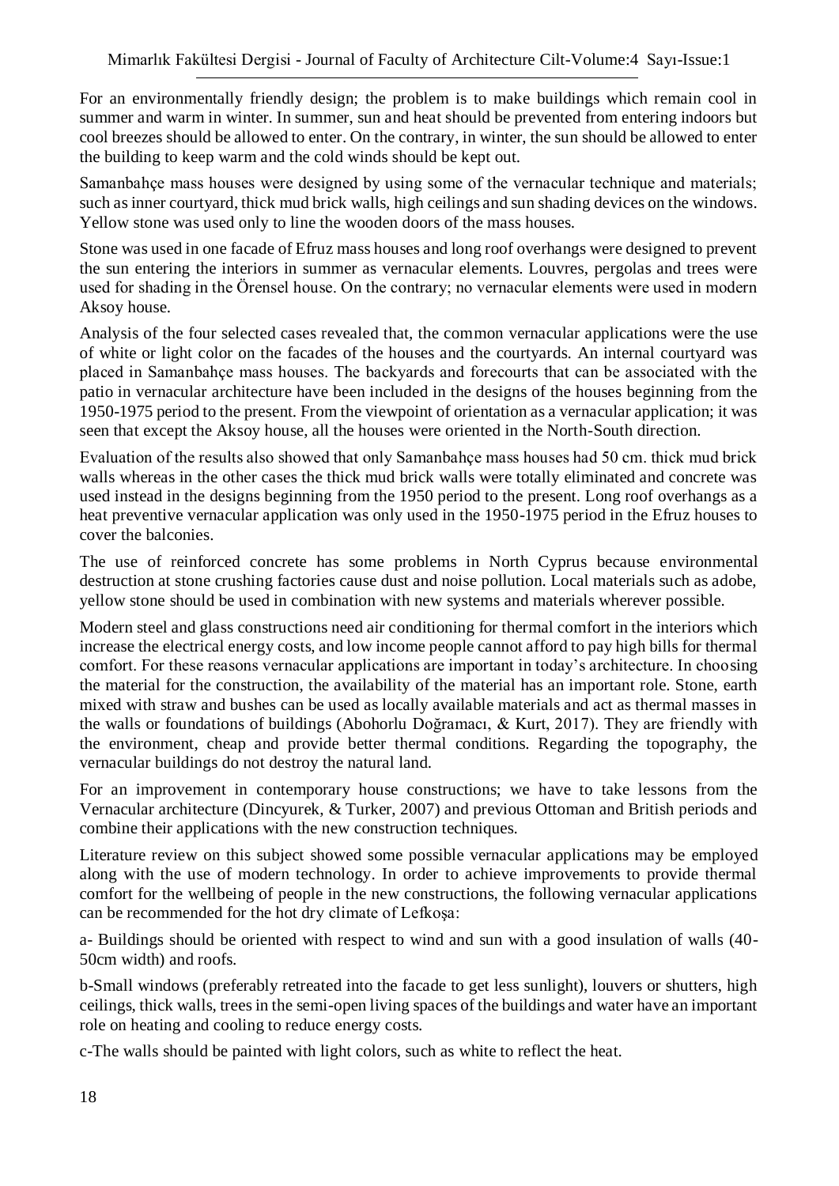For an environmentally friendly design; the problem is to make buildings which remain cool in summer and warm in winter. In summer, sun and heat should be prevented from entering indoors but cool breezes should be allowed to enter. On the contrary, in winter, the sun should be allowed to enter the building to keep warm and the cold winds should be kept out.

Samanbahçe mass houses were designed by using some of the vernacular technique and materials; such as inner courtyard, thick mud brick walls, high ceilings and sun shading devices on the windows. Yellow stone was used only to line the wooden doors of the mass houses.

Stone was used in one facade of Efruz mass houses and long roof overhangs were designed to prevent the sun entering the interiors in summer as vernacular elements. Louvres, pergolas and trees were used for shading in the Örensel house. On the contrary; no vernacular elements were used in modern Aksoy house.

Analysis of the four selected cases revealed that, the common vernacular applications were the use of white or light color on the facades of the houses and the courtyards. An internal courtyard was placed in Samanbahçe mass houses. The backyards and forecourts that can be associated with the patio in vernacular architecture have been included in the designs of the houses beginning from the 1950-1975 period to the present. From the viewpoint of orientation as a vernacular application; it was seen that except the Aksoy house, all the houses were oriented in the North-South direction.

Evaluation of the results also showed that only Samanbahçe mass houses had 50 cm. thick mud brick walls whereas in the other cases the thick mud brick walls were totally eliminated and concrete was used instead in the designs beginning from the 1950 period to the present. Long roof overhangs as a heat preventive vernacular application was only used in the 1950-1975 period in the Efruz houses to cover the balconies.

The use of reinforced concrete has some problems in North Cyprus because environmental destruction at stone crushing factories cause dust and noise pollution. Local materials such as adobe, yellow stone should be used in combination with new systems and materials wherever possible.

Modern steel and glass constructions need air conditioning for thermal comfort in the interiors which increase the electrical energy costs, and low income people cannot afford to pay high bills for thermal comfort. For these reasons vernacular applications are important in today's architecture. In choosing the material for the construction, the availability of the material has an important role. Stone, earth mixed with straw and bushes can be used as locally available materials and act as thermal masses in the walls or foundations of buildings (Abohorlu Doğramacı, & Kurt, 2017). They are friendly with the environment, cheap and provide better thermal conditions. Regarding the topography, the vernacular buildings do not destroy the natural land.

For an improvement in contemporary house constructions; we have to take lessons from the Vernacular architecture (Dincyurek, & Turker, 2007) and previous Ottoman and British periods and combine their applications with the new construction techniques.

Literature review on this subject showed some possible vernacular applications may be employed along with the use of modern technology. In order to achieve improvements to provide thermal comfort for the wellbeing of people in the new constructions, the following vernacular applications can be recommended for the hot dry climate of Lefkoşa:

a- Buildings should be oriented with respect to wind and sun with a good insulation of walls (40-50cm width) and roofs.

b-Small windows (preferably retreated into the facade to get less sunlight), louvers or shutters, high ceilings, thick walls, trees in the semi-open living spaces of the buildings and water have an important role on heating and cooling to reduce energy costs.

c-The walls should be painted with light colors, such as white to reflect the heat.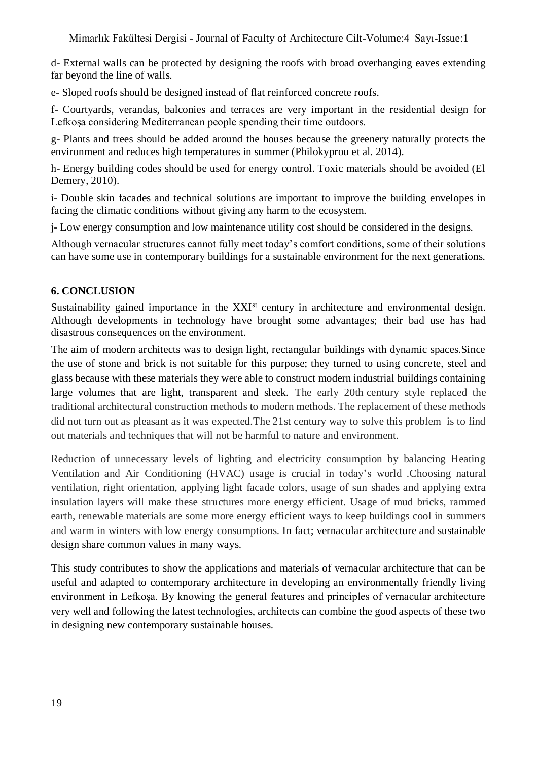d- External walls can be protected by designing the roofs with broad overhanging eaves extending far beyond the line of walls.

e- Sloped roofs should be designed instead of flat reinforced concrete roofs.

f- Courtyards, verandas, balconies and terraces are very important in the residential design for Lefkoşa considering Mediterranean people spending their time outdoors.

g- Plants and trees should be added around the houses because the greenery naturally protects the environment and reduces high temperatures in summer (Philokyprou et al. 2014).

h- Energy building codes should be used for energy control. Toxic materials should be avoided (El Demery, 2010).

i- Double skin facades and technical solutions are important to improve the building envelopes in facing the climatic conditions without giving any harm to the ecosystem.

j- Low energy consumption and low maintenance utility cost should be considered in the designs.

Although vernacular structures cannot fully meet today's comfort conditions, some of their solutions can have some use in contemporary buildings for a sustainable environment for the next generations.

## 6. CONCLUSION

Sustainability gained importance in the XXI$^{st}$ century in architecture and environmental design. Although developments in technology have brought some advantages; their bad use has had disastrous consequences on the environment.

The aim of modern architects was to design light, rectangular buildings with dynamic spaces.Since the use of stone and brick is not suitable for this purpose; they turned to using concrete, steel and glass because with these materials they were able to construct modern industrial buildings containing large volumes that are light, transparent and sleek. The early 20th century style replaced the traditional architectural construction methods to modern methods. The replacement of these methods did not turn out as pleasant as it was expected.The 21st century way to solve this problem is to find out materials and techniques that will not be harmful to nature and environment.

Reduction of unnecessary levels of lighting and electricity consumption by balancing Heating Ventilation and Air Conditioning (HVAC) usage is crucial in today's world .Choosing natural ventilation, right orientation, applying light facade colors, usage of sun shades and applying extra insulation layers will make these structures more energy efficient. Usage of mud bricks, rammed earth, renewable materials are some more energy efficient ways to keep buildings cool in summers and warm in winters with low energy consumptions. In fact; vernacular architecture and sustainable design share common values in many ways.

This study contributes to show the applications and materials of vernacular architecture that can be useful and adapted to contemporary architecture in developing an environmentally friendly living environment in Lefkoşa. By knowing the general features and principles of vernacular architecture very well and following the latest technologies, architects can combine the good aspects of these two in designing new contemporary sustainable houses.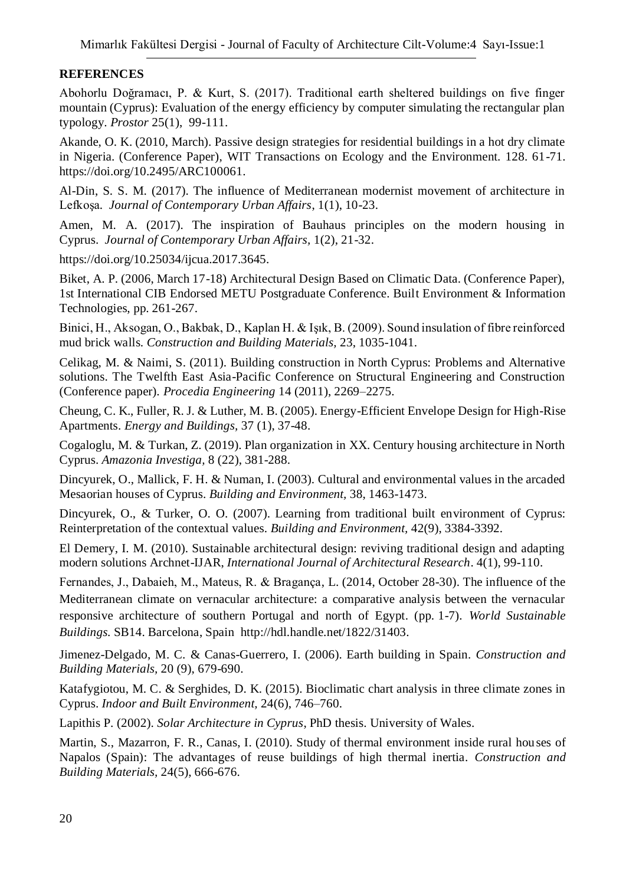## REFERENCES

Abohorlu Doğramacı, P. & Kurt, S. (2017). Traditional earth sheltered buildings on five finger mountain (Cyprus): Evaluation of the energy efficiency by computer simulating the rectangular plan typology. *Prostor* 25(1), 99-111.

Akande, O. K. (2010, March). Passive design strategies for residential buildings in a hot dry climate in Nigeria. (Conference Paper), WIT Transactions on Ecology and the Environment. 128. 61-71. https://doi.org/10.2495/ARC100061.

Al-Din, S. S. M. (2017). The influence of Mediterranean modernist movement of architecture in Lefkoşa. *Journal of Contemporary Urban Affairs*, 1(1), 10-23.

Amen, M. A. (2017). The inspiration of Bauhaus principles on the modern housing in Cyprus. *Journal of Contemporary Urban Affairs,* 1(2), 21-32.

https://doi.org/10.25034/ijcua.2017.3645.

Biket, A. P. (2006, March 17-18) Architectural Design Based on Climatic Data. (Conference Paper), 1st International CIB Endorsed METU Postgraduate Conference. Built Environment & Information Technologies, pp. 261-267.

Binici, H., Aksogan, O., Bakbak, D., Kaplan H. & Işık, B. (2009). Sound insulation of fibre reinforced mud brick walls. *Construction and Building Materials,* 23, 1035-1041.

Celikag, M. & Naimi, S. (2011). Building construction in North Cyprus: Problems and Alternative solutions. The Twelfth East Asia-Pacific Conference on Structural Engineering and Construction (Conference paper). *Procedia Engineering* 14 (2011), 2269–2275.

Cheung, C. K., Fuller, R. J. & Luther, M. B. (2005). Energy-Efficient Envelope Design for High-Rise Apartments. *Energy and Buildings,* 37 (1), 37-48.

Cogaloglu, M. & Turkan, Z. (2019). Plan organization in XX. Century housing architecture in North Cyprus. *Amazonia Investiga,* 8 (22), 381-288.

Dincyurek, O., Mallick, F. H. & Numan, I. (2003). Cultural and environmental values in the arcaded Mesaorian houses of Cyprus. *Building and Environment*, 38, 1463-1473.

Dincyurek, O., & Turker, O. O. (2007). Learning from traditional built environment of Cyprus: Reinterpretation of the contextual values. *Building and Environment,* 42(9), 3384-3392.

El Demery, I. M. (2010). Sustainable architectural design: reviving traditional design and adapting modern solutions Archnet-IJAR, *International Journal of Architectural Research*. 4(1), 99-110.

Fernandes, J., Dabaieh, M., Mateus, R. & Bragança, L. (2014, October 28-30). The influence of the Mediterranean climate on vernacular architecture: a comparative analysis between the vernacular responsive architecture of southern Portugal and north of Egypt. (pp. 1-7). *World Sustainable Buildings.* SB14. Barcelona, Spain http://hdl.handle.net/1822/31403.

Jimenez-Delgado, M. C. & Canas-Guerrero, I. (2006). Earth building in Spain. *Construction and Building Materials,* 20 (9), 679-690.

Katafygiotou, M. C. & Serghides, D. K. (2015). Bioclimatic chart analysis in three climate zones in Cyprus. *Indoor and Built Environment,* 24(6), 746–760.

Lapithis P. (2002). *Solar Architecture in Cyprus*, PhD thesis. University of Wales.

Martin, S., Mazarron, F. R., Canas, I. (2010). Study of thermal environment inside rural houses of Napalos (Spain): The advantages of reuse buildings of high thermal inertia. *Construction and Building Materials,* 24(5), 666-676.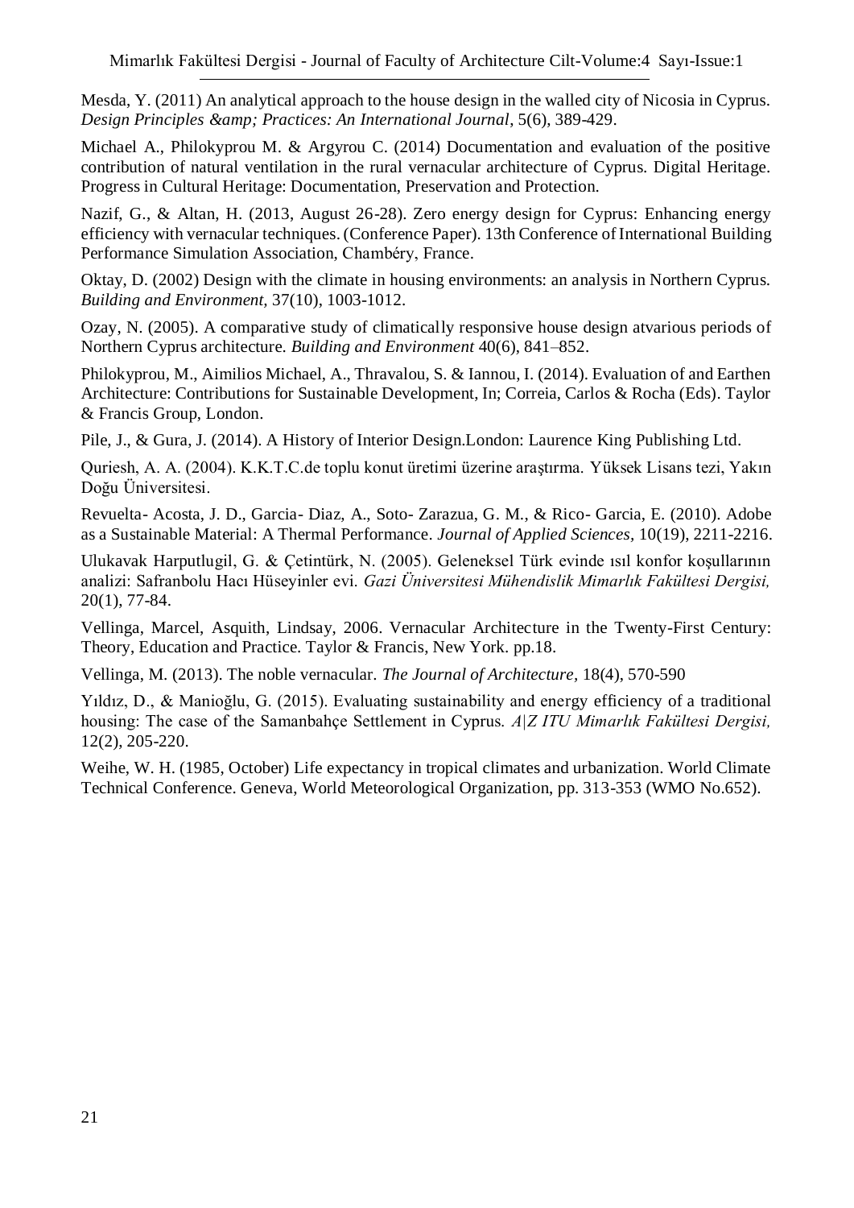Mesda, Y. (2011) An analytical approach to the house design in the walled city of Nicosia in Cyprus. *Design Principles &amp; Practices: An International Journal*, 5(6), 389-429.

Michael A., Philokyprou M. & Argyrou C. (2014) Documentation and evaluation of the positive contribution of natural ventilation in the rural vernacular architecture of Cyprus. Digital Heritage. Progress in Cultural Heritage: Documentation, Preservation and Protection.

Nazif, G., & Altan, H. (2013, August 26-28). Zero energy design for Cyprus: Enhancing energy efficiency with vernacular techniques. (Conference Paper). 13th Conference of International Building Performance Simulation Association, Chambéry, France.

Oktay, D. (2002) Design with the climate in housing environments: an analysis in Northern Cyprus. *Building and Environment,* 37(10), 1003-1012.

Ozay, N. (2005). A comparative study of climatically responsive house design atvarious periods of Northern Cyprus architecture. *Building and Environment* 40(6), 841–852.

Philokyprou, M., Aimilios Michael, A., Thravalou, S. & Iannou, I. (2014). Evaluation of and Earthen Architecture: Contributions for Sustainable Development, In; Correia, Carlos & Rocha (Eds). Taylor & Francis Group, London.

Pile, J., & Gura, J. (2014). A History of Interior Design.London: Laurence King Publishing Ltd.

Quriesh, A. A. (2004). K.K.T.C.de toplu konut üretimi üzerine araştırma. Yüksek Lisans tezi, Yakın Doğu Üniversitesi.

Revuelta- Acosta, J. D., Garcia- Diaz, A., Soto- Zarazua, G. M., & Rico- Garcia, E. (2010). Adobe as a Sustainable Material: A Thermal Performance. *Journal of Applied Sciences,* 10(19), 2211-2216.

Ulukavak Harputlugil, G. & Çetintürk, N. (2005). Geleneksel Türk evinde ısıl konfor koşullarının analizi: Safranbolu Hacı Hüseyinler evi. *Gazi Üniversitesi Mühendislik Mimarlık Fakültesi Dergisi,* 20(1), 77-84.

Vellinga, Marcel, Asquith, Lindsay, 2006. Vernacular Architecture in the Twenty-First Century: Theory, Education and Practice. Taylor & Francis, New York. pp.18.

Vellinga, M. (2013). The noble vernacular. *The Journal of Architecture,* 18(4), 570-590

Yıldız, D., & Manioğlu, G. (2015). Evaluating sustainability and energy efficiency of a traditional housing: The case of the Samanbahçe Settlement in Cyprus. *A|Z ITU Mimarlık Fakültesi Dergisi,* 12(2), 205-220.

Weihe, W. H. (1985, October) Life expectancy in tropical climates and urbanization. World Climate Technical Conference. Geneva, World Meteorological Organization, pp. 313-353 (WMO No.652).